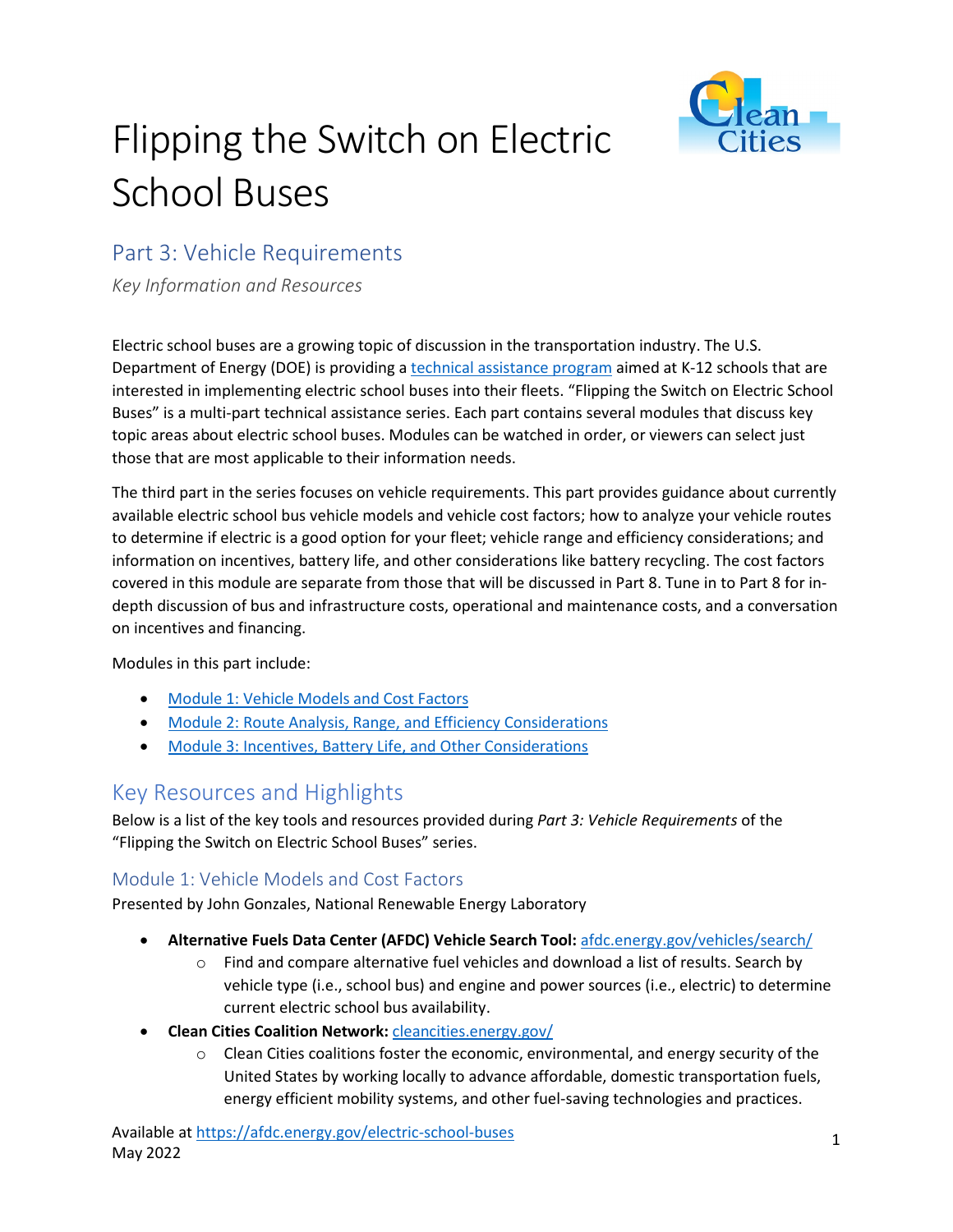# Flipping the Switch on Electric School Buses

## Part 3: Vehicle Requirements

*Key Information and Resources*

Electric school buses are a growing topic of discussion in the transportation industry. The U.S. Department of Energy (DOE) is providing a technical assistance program aimed at K-12 schools that are interested in implementing electric school buses into their fleets. "Flipping the Switch on Electric School Buses" is a multi-part technical assistance series. Each part contains several modules that discuss key topic areas about electric school buses. Modules can be watched in order, or viewers can select just those that are most applicable to their information needs.

The third part in the series focuses on vehicle requirements. This part provides guidance about currently available electric school bus vehicle models and vehicle cost factors; how to analyze your vehicle routes to determine if electric is a good option for your fleet; vehicle range and efficiency considerations; and information on incentives, battery life, and other considerations like battery recycling. The cost factors covered in this module are separate from those that will be discussed in Part 8. Tune in to Part 8 for in-depth discussion of bus and infrastructure costs, operational and maintenance costs, and a conversation on incentives and financing.

Modules in this part include:

- Module 1: Vehicle Models and Cost Factors
- Module 2: Route Analysis, Range, and Efficiency Considerations
- Module 3: Incentives, Battery Life, and Other Considerations

## Key Resources and Highlights

Below is a list of the key tools and resources provided during *Part 3: Vehicle Requirements* of the "Flipping the Switch on Electric School Buses" series.

### Module 1: Vehicle Models and Cost Factors

Presented by John Gonzales, National Renewable Energy Laboratory

- **Alternative Fuels Data Center (AFDC) Vehicle Search Tool:** afdc.energy.gov/vehicles/search/
  - Find and compare alternative fuel vehicles and download a list of results. Search by vehicle type (i.e., school bus) and engine and power sources (i.e., electric) to determine current electric school bus availability.
- **Clean Cities Coalition Network:** cleancities.energy.gov/
  - Clean Cities coalitions foster the economic, environmental, and energy security of the United States by working locally to advance affordable, domestic transportation fuels, energy efficient mobility systems, and other fuel-saving technologies and practices.

Available at https://afdc.energy.gov/electric-school-buses
May 2022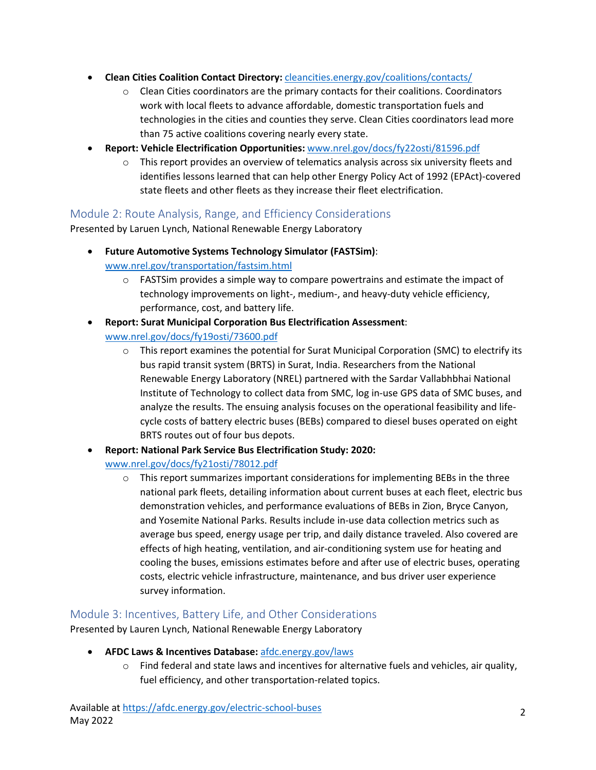- **Clean Cities Coalition Contact Directory:** [cleancities.energy.gov/coalitions/contacts/](https://cleancities.energy.gov/coalitions/contacts/)
  - Clean Cities coordinators are the primary contacts for their coalitions. Coordinators work with local fleets to advance affordable, domestic transportation fuels and technologies in the cities and counties they serve. Clean Cities coordinators lead more than 75 active coalitions covering nearly every state.
- **Report: Vehicle Electrification Opportunities:** [www.nrel.gov/docs/fy22osti/81596.pdf](https://www.nrel.gov/docs/fy22osti/81596.pdf)
  - This report provides an overview of telematics analysis across six university fleets and identifies lessons learned that can help other Energy Policy Act of 1992 (EPAct)-covered state fleets and other fleets as they increase their fleet electrification.

## Module 2: Route Analysis, Range, and Efficiency Considerations

Presented by Laruen Lynch, National Renewable Energy Laboratory

- **Future Automotive Systems Technology Simulator (FASTSim)**: [www.nrel.gov/transportation/fastsim.html](https://www.nrel.gov/transportation/fastsim.html)
  - FASTSim provides a simple way to compare powertrains and estimate the impact of technology improvements on light-, medium-, and heavy-duty vehicle efficiency, performance, cost, and battery life.
- **Report: Surat Municipal Corporation Bus Electrification Assessment**: [www.nrel.gov/docs/fy19osti/73600.pdf](https://www.nrel.gov/docs/fy19osti/73600.pdf)
  - This report examines the potential for Surat Municipal Corporation (SMC) to electrify its bus rapid transit system (BRTS) in Surat, India. Researchers from the National Renewable Energy Laboratory (NREL) partnered with the Sardar Vallabhbhai National Institute of Technology to collect data from SMC, log in-use GPS data of SMC buses, and analyze the results. The ensuing analysis focuses on the operational feasibility and life-cycle costs of battery electric buses (BEBs) compared to diesel buses operated on eight BRTS routes out of four bus depots.
- **Report: National Park Service Bus Electrification Study: 2020:** [www.nrel.gov/docs/fy21osti/78012.pdf](https://www.nrel.gov/docs/fy21osti/78012.pdf)
  - This report summarizes important considerations for implementing BEBs in the three national park fleets, detailing information about current buses at each fleet, electric bus demonstration vehicles, and performance evaluations of BEBs in Zion, Bryce Canyon, and Yosemite National Parks. Results include in-use data collection metrics such as average bus speed, energy usage per trip, and daily distance traveled. Also covered are effects of high heating, ventilation, and air-conditioning system use for heating and cooling the buses, emissions estimates before and after use of electric buses, operating costs, electric vehicle infrastructure, maintenance, and bus driver user experience survey information.

## Module 3: Incentives, Battery Life, and Other Considerations

Presented by Lauren Lynch, National Renewable Energy Laboratory

- **AFDC Laws & Incentives Database:** [afdc.energy.gov/laws](https://afdc.energy.gov/laws)
  - Find federal and state laws and incentives for alternative fuels and vehicles, air quality, fuel efficiency, and other transportation-related topics.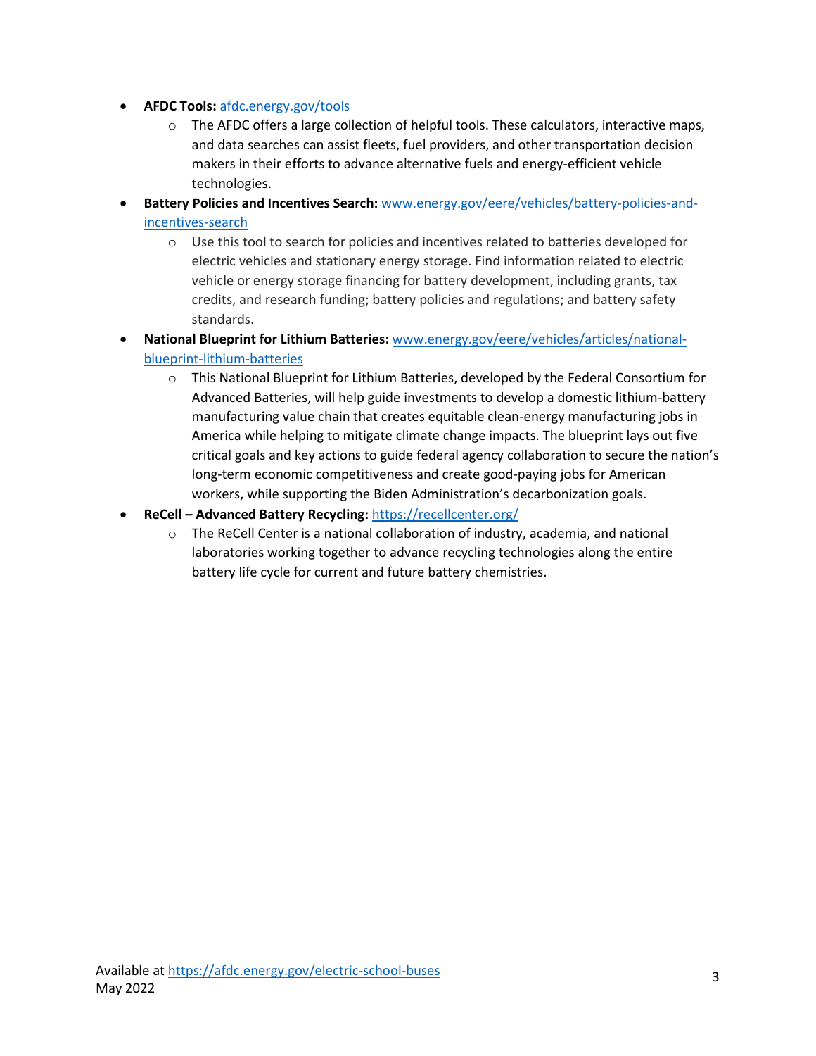- **AFDC Tools:** [afdc.energy.gov/tools](https://afdc.energy.gov/tools)
  - The AFDC offers a large collection of helpful tools. These calculators, interactive maps, and data searches can assist fleets, fuel providers, and other transportation decision makers in their efforts to advance alternative fuels and energy-efficient vehicle technologies.
- **Battery Policies and Incentives Search:** [www.energy.gov/eere/vehicles/battery-policies-and-incentives-search](https://www.energy.gov/eere/vehicles/battery-policies-and-incentives-search)
  - Use this tool to search for policies and incentives related to batteries developed for electric vehicles and stationary energy storage. Find information related to electric vehicle or energy storage financing for battery development, including grants, tax credits, and research funding; battery policies and regulations; and battery safety standards.
- **National Blueprint for Lithium Batteries:** [www.energy.gov/eere/vehicles/articles/national-blueprint-lithium-batteries](https://www.energy.gov/eere/vehicles/articles/national-blueprint-lithium-batteries)
  - This National Blueprint for Lithium Batteries, developed by the Federal Consortium for Advanced Batteries, will help guide investments to develop a domestic lithium-battery manufacturing value chain that creates equitable clean-energy manufacturing jobs in America while helping to mitigate climate change impacts. The blueprint lays out five critical goals and key actions to guide federal agency collaboration to secure the nation's long-term economic competitiveness and create good-paying jobs for American workers, while supporting the Biden Administration's decarbonization goals.
- **ReCell – Advanced Battery Recycling:** [https://recellcenter.org/](https://recellcenter.org/)
  - The ReCell Center is a national collaboration of industry, academia, and national laboratories working together to advance recycling technologies along the entire battery life cycle for current and future battery chemistries.